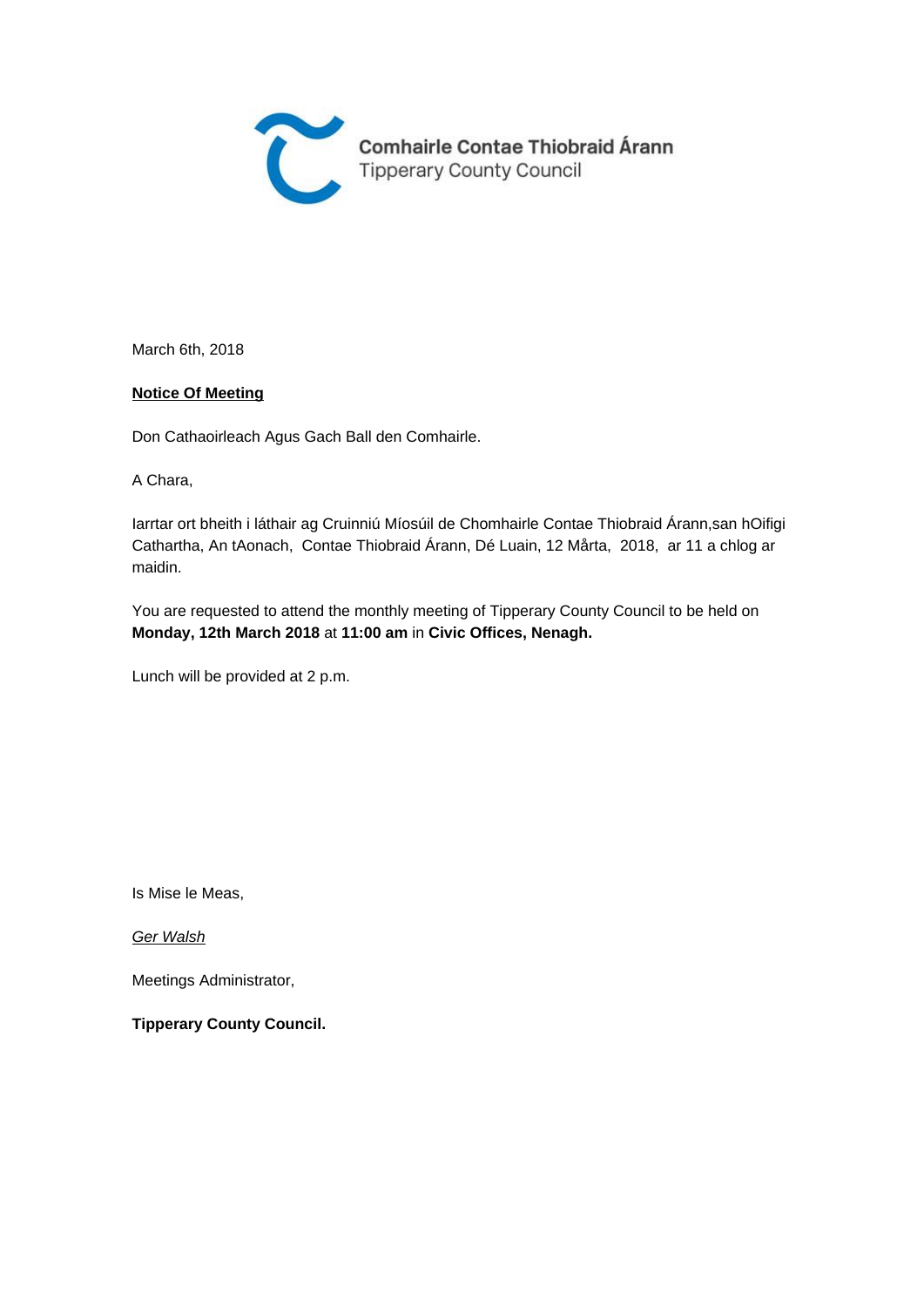Comhairle Contae Thiobraid Árann
Tipperary County Council

March 6th, 2018

**<u>Notice Of Meeting</u>**

Don Cathaoirleach Agus Gach Ball den Comhairle.

A Chara,

Iarrtar ort bheith i láthair ag Cruinniú Míosúil de Chomhairle Contae Thiobraid Árann,san hOifigi Cathartha, An tAonach, Contae Thiobraid Árann, Dé Luain, 12 Mårta, 2018, ar 11 a chlog ar maidin.

You are requested to attend the monthly meeting of Tipperary County Council to be held on **Monday, 12th March 2018** at **11:00 am** in **Civic Offices, Nenagh.**

Lunch will be provided at 2 p.m.

Is Mise le Meas,

*<u>Ger Walsh</u>*

Meetings Administrator,

**Tipperary County Council.**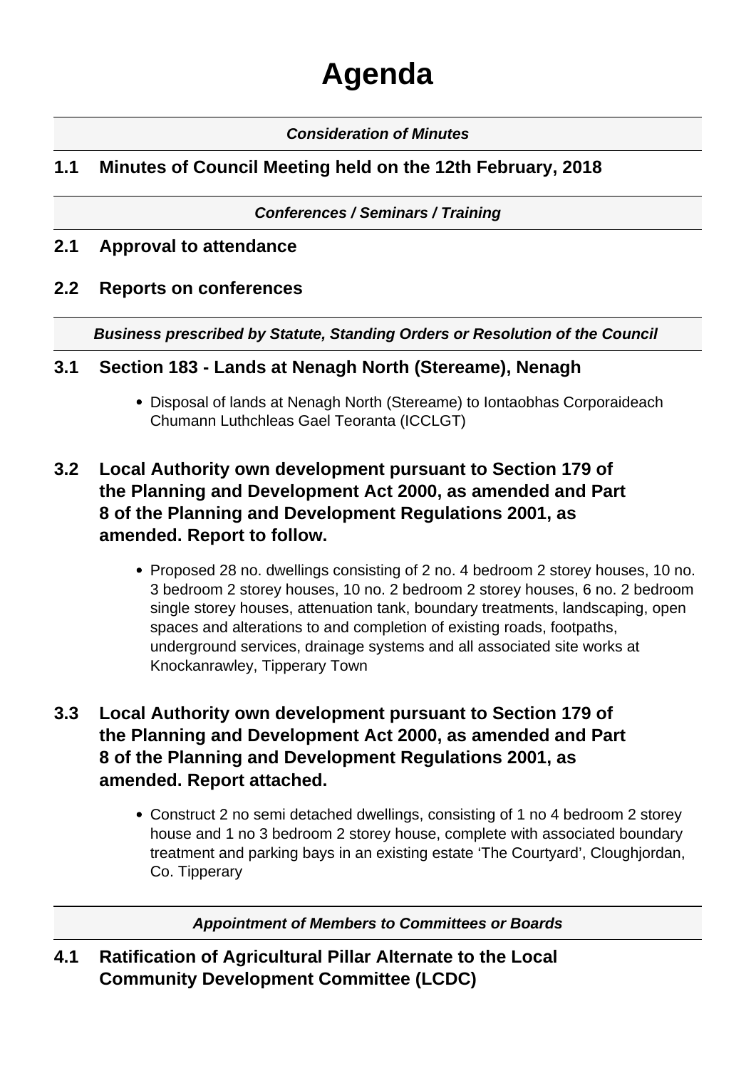# Agenda

***Consideration of Minutes***

## 1.1 Minutes of Council Meeting held on the 12th February, 2018

***Conferences / Seminars / Training***

## 2.1 Approval to attendance

## 2.2 Reports on conferences

***Business prescribed by Statute, Standing Orders or Resolution of the Council***

## 3.1 Section 183 - Lands at Nenagh North (Stereame), Nenagh

- Disposal of lands at Nenagh North (Stereame) to Iontaobhas Corporaideach Chumann Luthchleas Gael Teoranta (ICCLGT)

## 3.2 Local Authority own development pursuant to Section 179 of the Planning and Development Act 2000, as amended and Part 8 of the Planning and Development Regulations 2001, as amended. Report to follow.

- Proposed 28 no. dwellings consisting of 2 no. 4 bedroom 2 storey houses, 10 no. 3 bedroom 2 storey houses, 10 no. 2 bedroom 2 storey houses, 6 no. 2 bedroom single storey houses, attenuation tank, boundary treatments, landscaping, open spaces and alterations to and completion of existing roads, footpaths, underground services, drainage systems and all associated site works at Knockanrawley, Tipperary Town

## 3.3 Local Authority own development pursuant to Section 179 of the Planning and Development Act 2000, as amended and Part 8 of the Planning and Development Regulations 2001, as amended. Report attached.

- Construct 2 no semi detached dwellings, consisting of 1 no 4 bedroom 2 storey house and 1 no 3 bedroom 2 storey house, complete with associated boundary treatment and parking bays in an existing estate 'The Courtyard', Cloughjordan, Co. Tipperary

***Appointment of Members to Committees or Boards***

## 4.1 Ratification of Agricultural Pillar Alternate to the Local Community Development Committee (LCDC)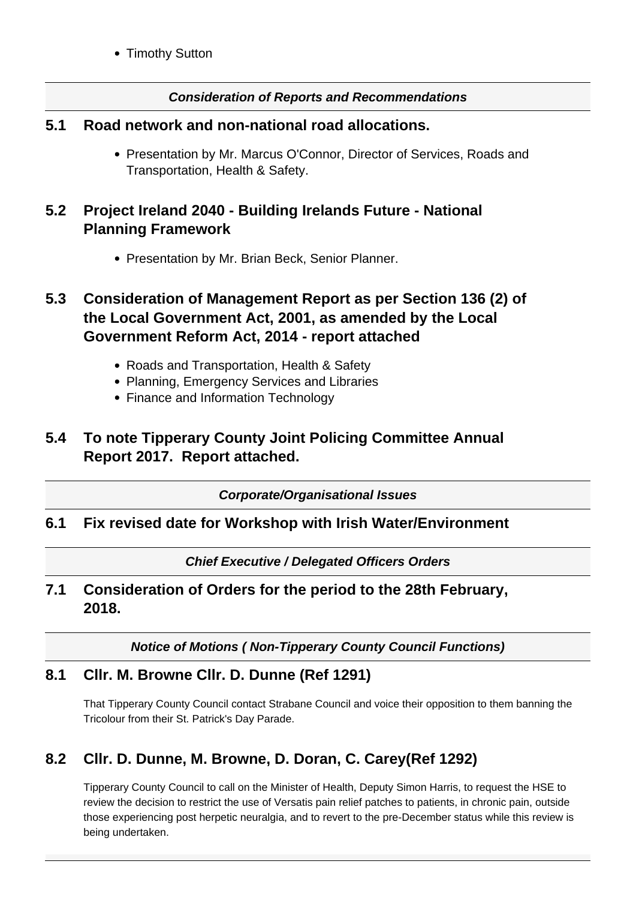- Timothy Sutton

***Consideration of Reports and Recommendations***

## 5.1 Road network and non-national road allocations.

- Presentation by Mr. Marcus O'Connor, Director of Services, Roads and Transportation, Health & Safety.

## 5.2 Project Ireland 2040 - Building Irelands Future - National Planning Framework

- Presentation by Mr. Brian Beck, Senior Planner.

## 5.3 Consideration of Management Report as per Section 136 (2) of the Local Government Act, 2001, as amended by the Local Government Reform Act, 2014 - report attached

- Roads and Transportation, Health & Safety
- Planning, Emergency Services and Libraries
- Finance and Information Technology

## 5.4 To note Tipperary County Joint Policing Committee Annual Report 2017. Report attached.

***Corporate/Organisational Issues***

## 6.1 Fix revised date for Workshop with Irish Water/Environment

***Chief Executive / Delegated Officers Orders***

## 7.1 Consideration of Orders for the period to the 28th February, 2018.

***Notice of Motions ( Non-Tipperary County Council Functions)***

## 8.1 Cllr. M. Browne Cllr. D. Dunne (Ref 1291)

That Tipperary County Council contact Strabane Council and voice their opposition to them banning the Tricolour from their St. Patrick's Day Parade.

## 8.2 Cllr. D. Dunne, M. Browne, D. Doran, C. Carey(Ref 1292)

Tipperary County Council to call on the Minister of Health, Deputy Simon Harris, to request the HSE to review the decision to restrict the use of Versatis pain relief patches to patients, in chronic pain, outside those experiencing post herpetic neuralgia, and to revert to the pre-December status while this review is being undertaken.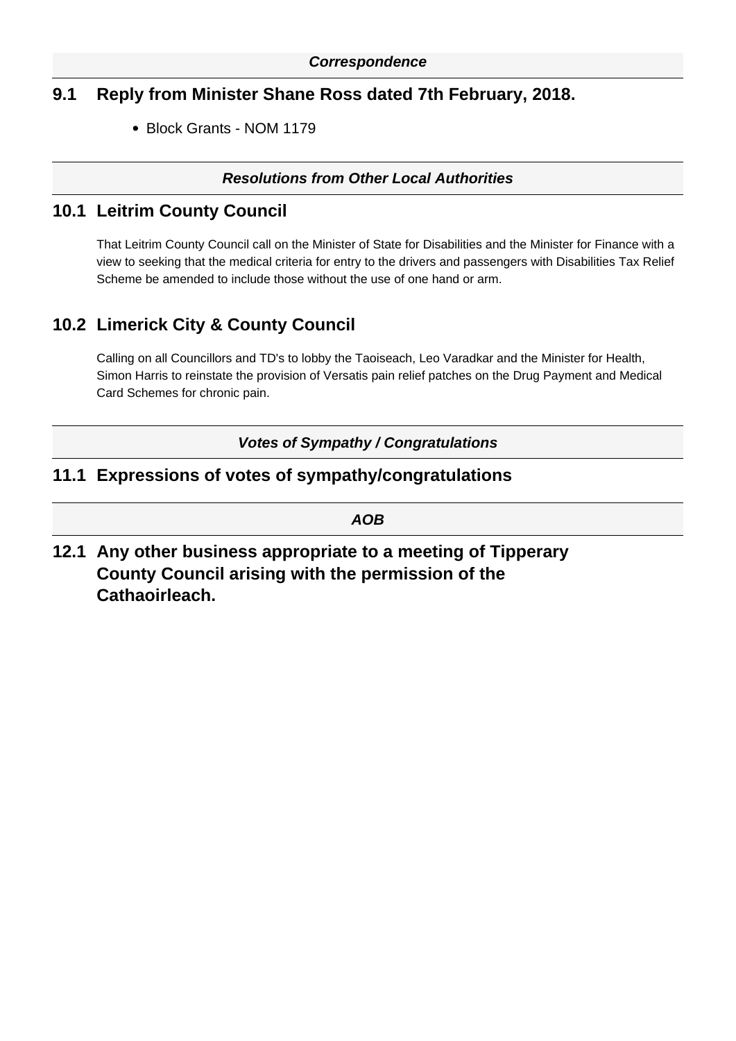***Correspondence***

## 9.1 Reply from Minister Shane Ross dated 7th February, 2018.

- Block Grants - NOM 1179

***Resolutions from Other Local Authorities***

## 10.1 Leitrim County Council

That Leitrim County Council call on the Minister of State for Disabilities and the Minister for Finance with a view to seeking that the medical criteria for entry to the drivers and passengers with Disabilities Tax Relief Scheme be amended to include those without the use of one hand or arm.

## 10.2 Limerick City & County Council

Calling on all Councillors and TD's to lobby the Taoiseach, Leo Varadkar and the Minister for Health, Simon Harris to reinstate the provision of Versatis pain relief patches on the Drug Payment and Medical Card Schemes for chronic pain.

***Votes of Sympathy / Congratulations***

## 11.1 Expressions of votes of sympathy/congratulations

***AOB***

## 12.1 Any other business appropriate to a meeting of Tipperary County Council arising with the permission of the Cathaoirleach.